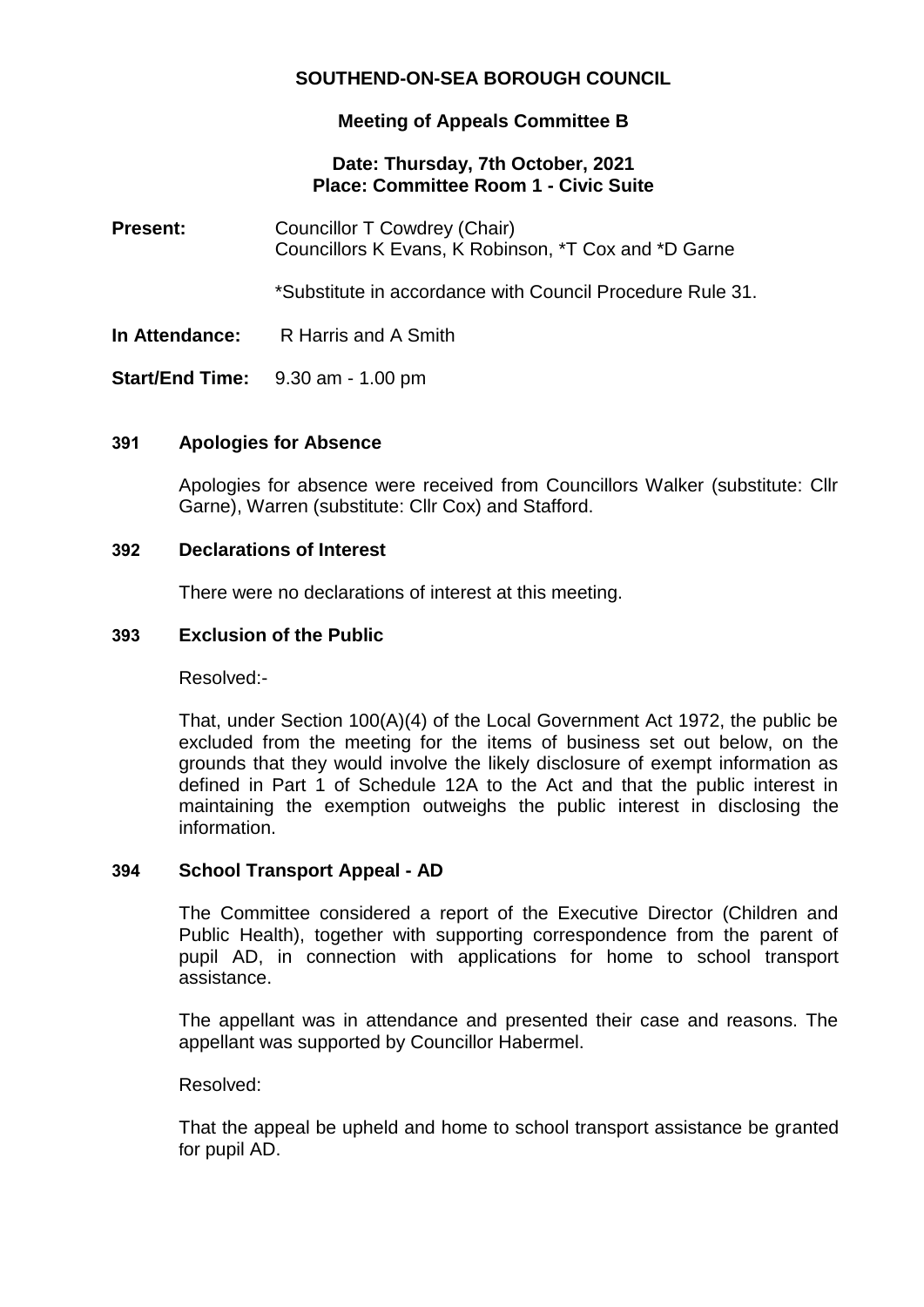# SOUTHEND-ON-SEA BOROUGH COUNCIL

## Meeting of Appeals Committee B

**Date: Thursday, 7th October, 2021**
**Place: Committee Room 1 - Civic Suite**

**Present:** Councillor T Cowdrey (Chair)
Councillors K Evans, K Robinson, *T Cox and *D Garne

*Substitute in accordance with Council Procedure Rule 31.

**In Attendance:** R Harris and A Smith

**Start/End Time:** 9.30 am - 1.00 pm

### 391 Apologies for Absence

Apologies for absence were received from Councillors Walker (substitute: Cllr Garne), Warren (substitute: Cllr Cox) and Stafford.

### 392 Declarations of Interest

There were no declarations of interest at this meeting.

### 393 Exclusion of the Public

Resolved:-

That, under Section 100(A)(4) of the Local Government Act 1972, the public be excluded from the meeting for the items of business set out below, on the grounds that they would involve the likely disclosure of exempt information as defined in Part 1 of Schedule 12A to the Act and that the public interest in maintaining the exemption outweighs the public interest in disclosing the information.

### 394 School Transport Appeal - AD

The Committee considered a report of the Executive Director (Children and Public Health), together with supporting correspondence from the parent of pupil AD, in connection with applications for home to school transport assistance.

The appellant was in attendance and presented their case and reasons. The appellant was supported by Councillor Habermel.

Resolved:

That the appeal be upheld and home to school transport assistance be granted for pupil AD.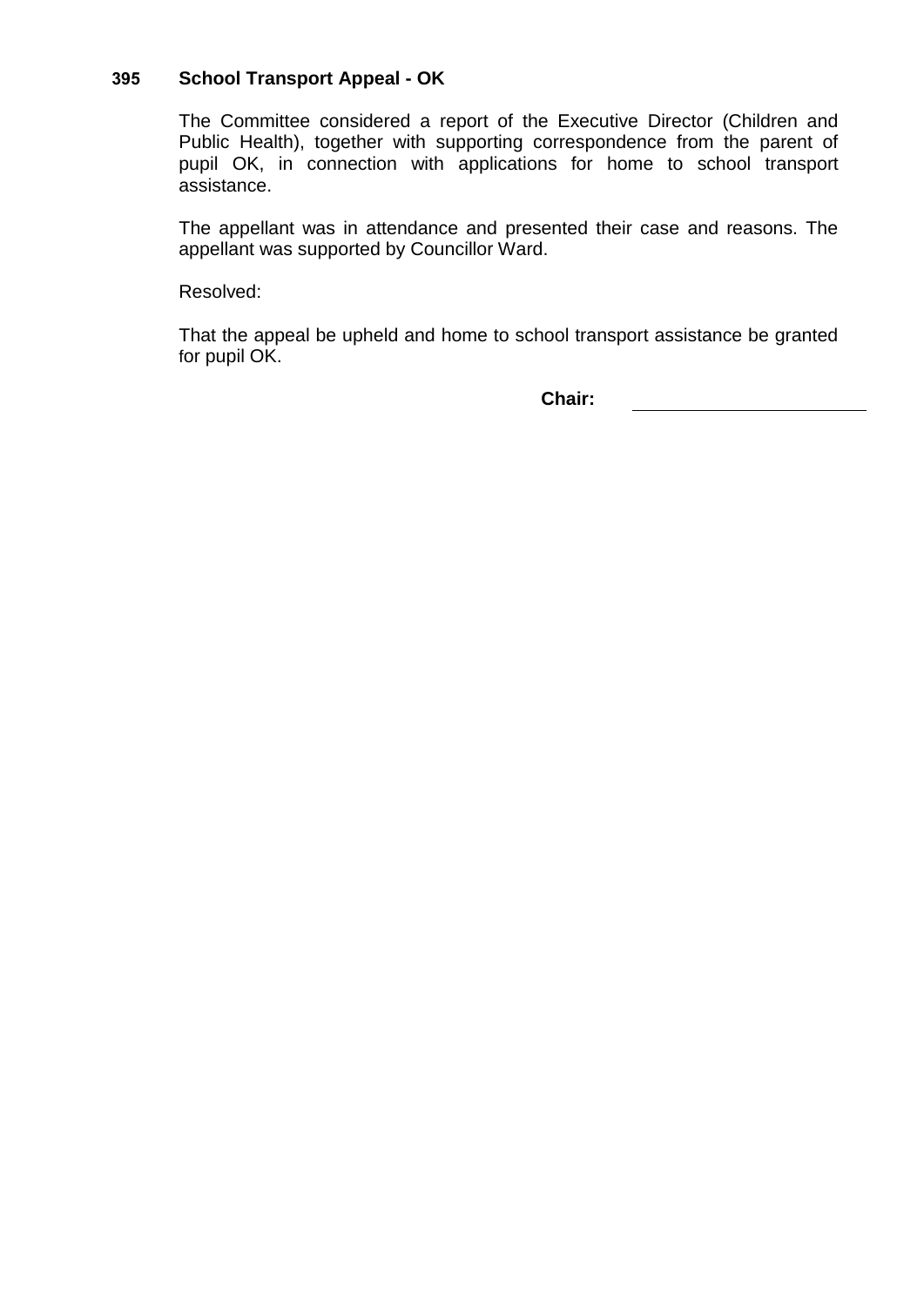### 395 School Transport Appeal - OK

The Committee considered a report of the Executive Director (Children and Public Health), together with supporting correspondence from the parent of pupil OK, in connection with applications for home to school transport assistance.

The appellant was in attendance and presented their case and reasons. The appellant was supported by Councillor Ward.

Resolved:

That the appeal be upheld and home to school transport assistance be granted for pupil OK.

**Chair:** ______________________